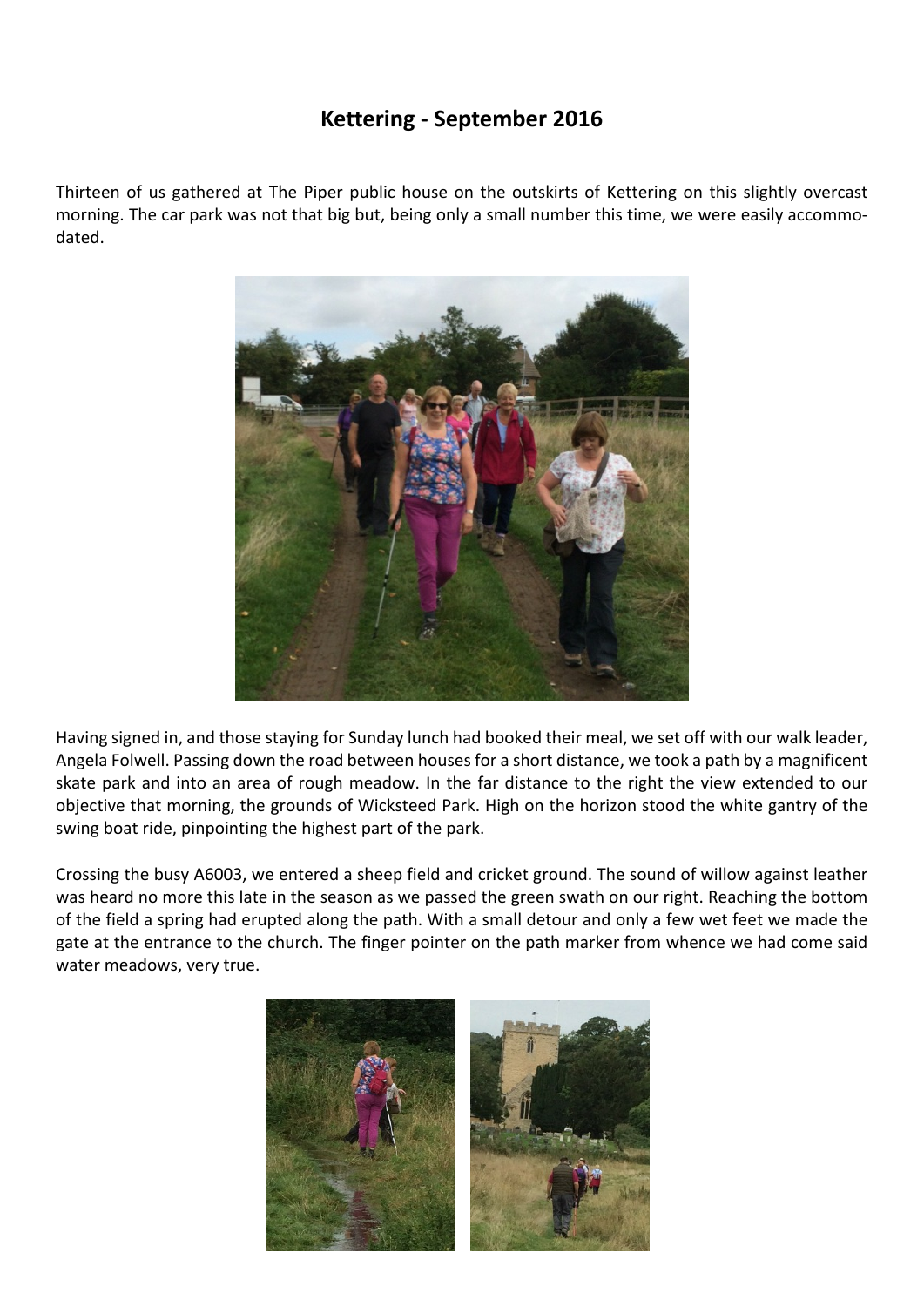# Kettering - September 2016

Thirteen of us gathered at The Piper public house on the outskirts of Kettering on this slightly overcast morning. The car park was not that big but, being only a small number this time, we were easily accommodated.

Having signed in, and those staying for Sunday lunch had booked their meal, we set off with our walk leader, Angela Folwell. Passing down the road between houses for a short distance, we took a path by a magnificent skate park and into an area of rough meadow. In the far distance to the right the view extended to our objective that morning, the grounds of Wicksteed Park. High on the horizon stood the white gantry of the swing boat ride, pinpointing the highest part of the park.

Crossing the busy A6003, we entered a sheep field and cricket ground. The sound of willow against leather was heard no more this late in the season as we passed the green swath on our right. Reaching the bottom of the field a spring had erupted along the path. With a small detour and only a few wet feet we made the gate at the entrance to the church. The finger pointer on the path marker from whence we had come said water meadows, very true.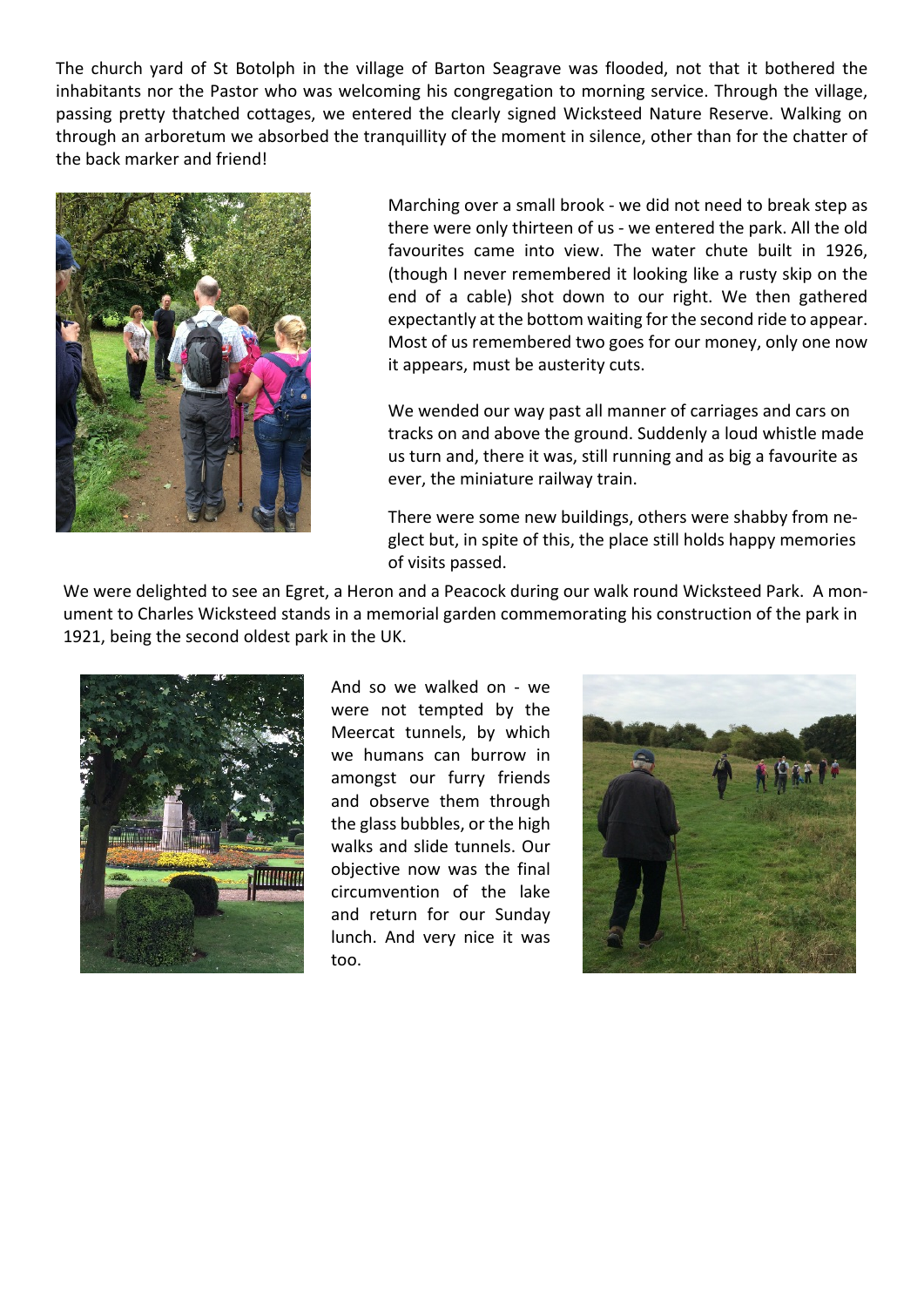The church yard of St Botolph in the village of Barton Seagrave was flooded, not that it bothered the inhabitants nor the Pastor who was welcoming his congregation to morning service. Through the village, passing pretty thatched cottages, we entered the clearly signed Wicksteed Nature Reserve. Walking on through an arboretum we absorbed the tranquillity of the moment in silence, other than for the chatter of the back marker and friend!

Marching over a small brook - we did not need to break step as there were only thirteen of us - we entered the park. All the old favourites came into view. The water chute built in 1926, (though I never remembered it looking like a rusty skip on the end of a cable) shot down to our right. We then gathered expectantly at the bottom waiting for the second ride to appear. Most of us remembered two goes for our money, only one now it appears, must be austerity cuts.

We wended our way past all manner of carriages and cars on tracks on and above the ground. Suddenly a loud whistle made us turn and, there it was, still running and as big a favourite as ever, the miniature railway train.

There were some new buildings, others were shabby from neglect but, in spite of this, the place still holds happy memories of visits passed.

We were delighted to see an Egret, a Heron and a Peacock during our walk round Wicksteed Park. A monument to Charles Wicksteed stands in a memorial garden commemorating his construction of the park in 1921, being the second oldest park in the UK.

And so we walked on - we were not tempted by the Meercat tunnels, by which we humans can burrow in amongst our furry friends and observe them through the glass bubbles, or the high walks and slide tunnels. Our objective now was the final circumvention of the lake and return for our Sunday lunch. And very nice it was too.